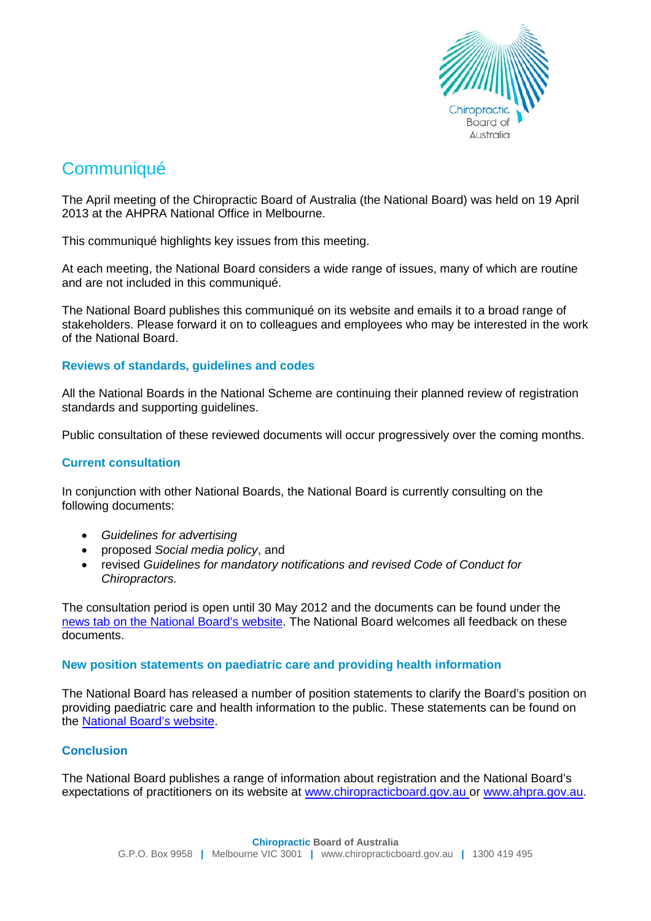# Communiqué

The April meeting of the Chiropractic Board of Australia (the National Board) was held on 19 April 2013 at the AHPRA National Office in Melbourne.

This communiqué highlights key issues from this meeting.

At each meeting, the National Board considers a wide range of issues, many of which are routine and are not included in this communiqué.

The National Board publishes this communiqué on its website and emails it to a broad range of stakeholders. Please forward it on to colleagues and employees who may be interested in the work of the National Board.

### Reviews of standards, guidelines and codes

All the National Boards in the National Scheme are continuing their planned review of registration standards and supporting guidelines.

Public consultation of these reviewed documents will occur progressively over the coming months.

### Current consultation

In conjunction with other National Boards, the National Board is currently consulting on the following documents:

- *Guidelines for advertising*
- proposed *Social media policy*, and
- revised *Guidelines for mandatory notifications and revised Code of Conduct for Chiropractors.*

The consultation period is open until 30 May 2012 and the documents can be found under the news tab on the National Board's website. The National Board welcomes all feedback on these documents.

### New position statements on paediatric care and providing health information

The National Board has released a number of position statements to clarify the Board's position on providing paediatric care and health information to the public. These statements can be found on the National Board's website.

### Conclusion

The National Board publishes a range of information about registration and the National Board's expectations of practitioners on its website at www.chiropracticboard.gov.au or www.ahpra.gov.au.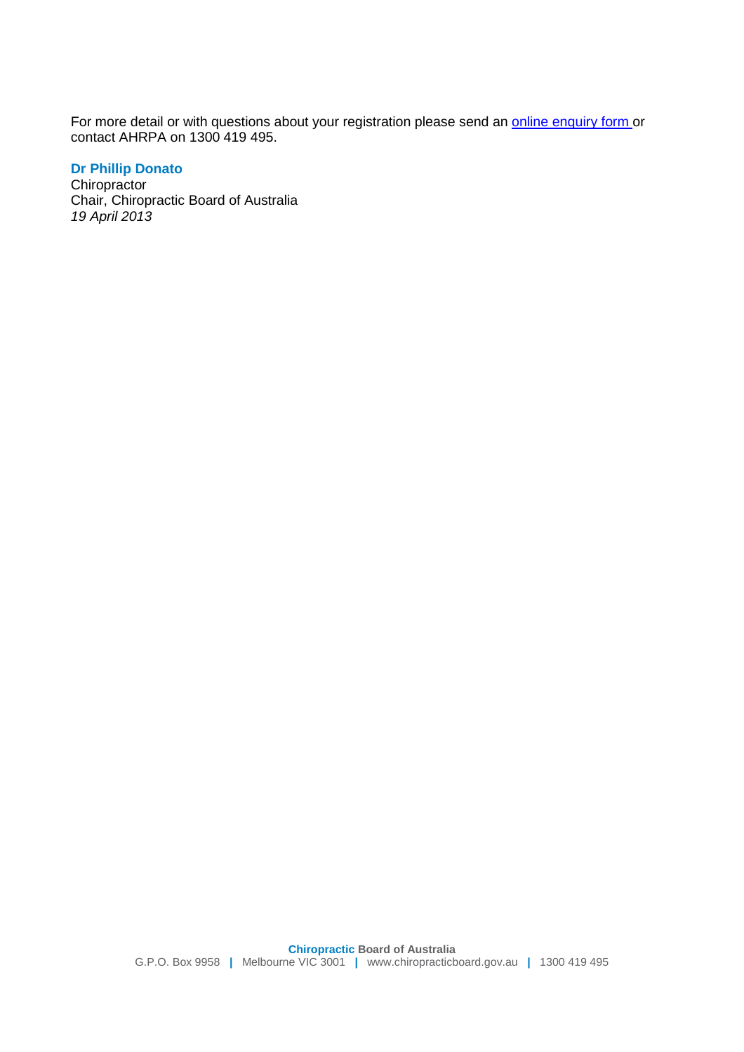For more detail or with questions about your registration please send an online enquiry form or contact AHRPA on 1300 419 495.

**Dr Phillip Donato**
Chiropractor
Chair, Chiropractic Board of Australia
*19 April 2013*